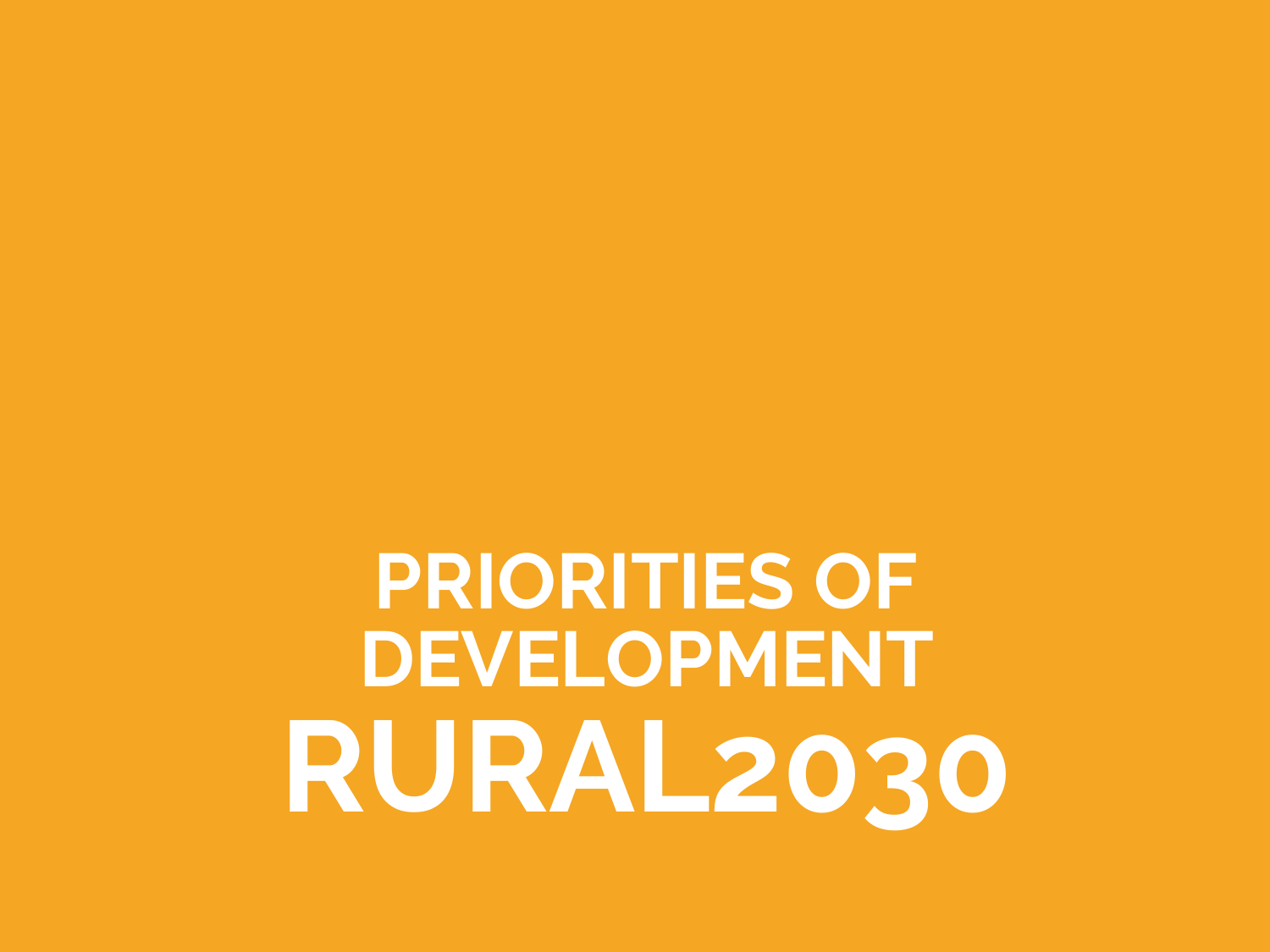# PRIORITIES OF DEVELOPMENT

# RURAL2030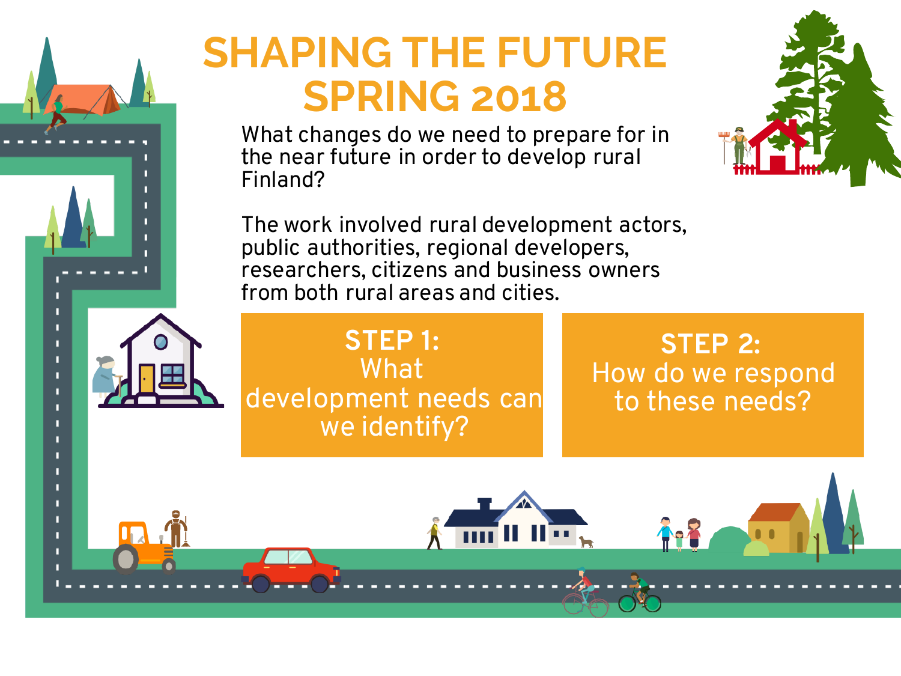# SHAPING THE FUTURE SPRING 2018

What changes do we need to prepare for in the near future in order to develop rural Finland?

The work involved rural development actors, public authorities, regional developers, researchers, citizens and business owners from both rural areas and cities.

**STEP 1:**
What development needs can we identify?

**STEP 2:**
How do we respond to these needs?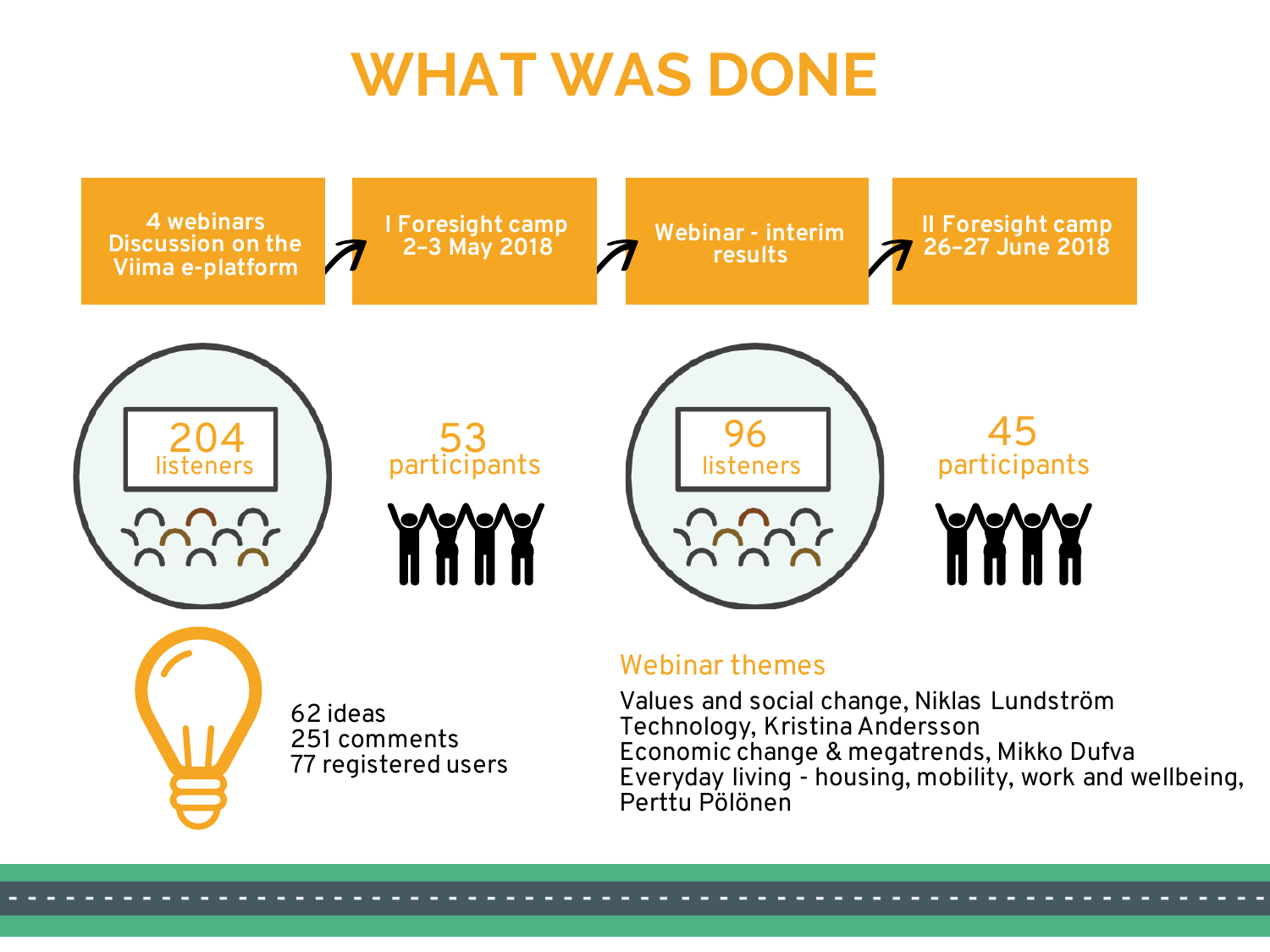# WHAT WAS DONE

4 webinars Discussion on the Viima e-platform → I Foresight camp 2–3 May 2018 → Webinar - interim results → II Foresight camp 26–27 June 2018

204 listeners

53 participants

96 listeners

45 participants

62 ideas
251 comments
77 registered users

## Webinar themes

Values and social change, Niklas Lundström
Technology, Kristina Andersson
Economic change & megatrends, Mikko Dufva
Everyday living - housing, mobility, work and wellbeing, Perttu Pölönen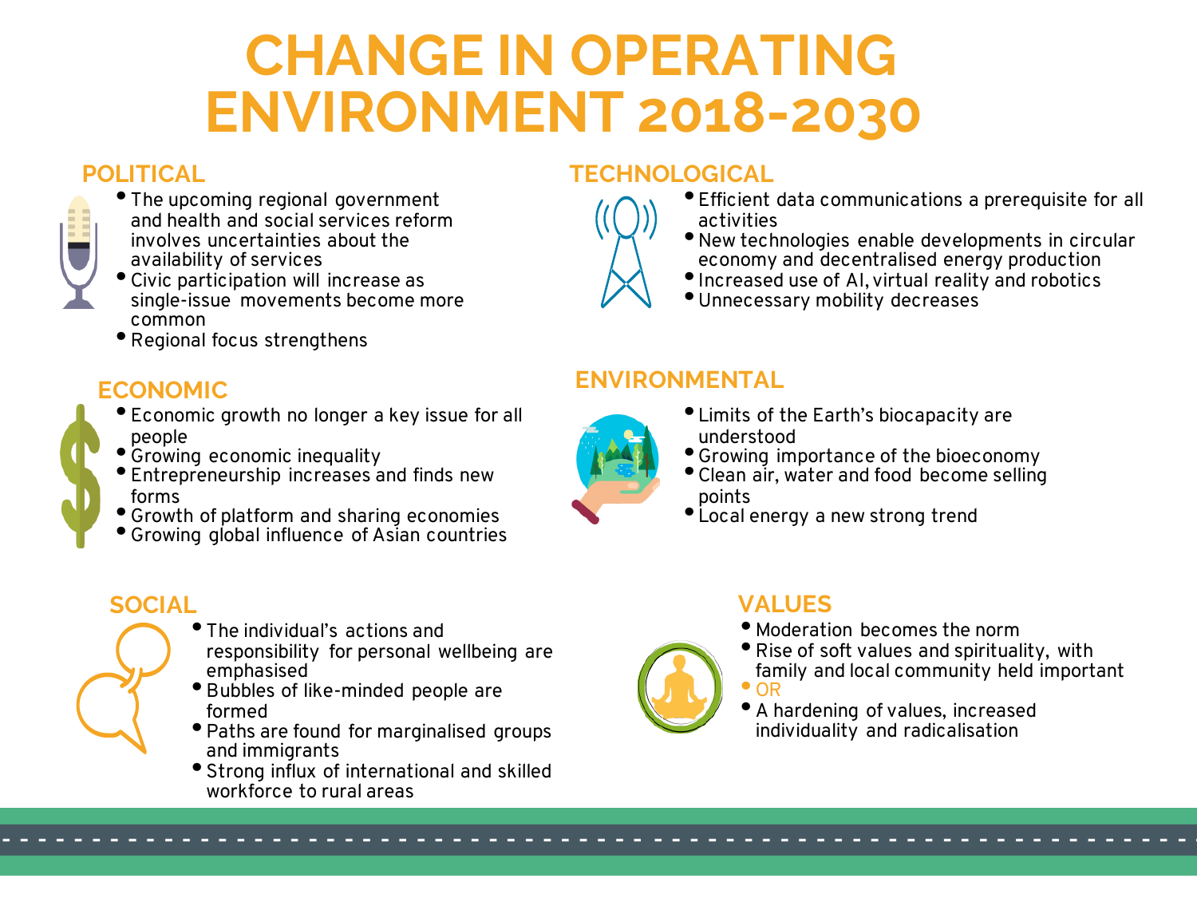# CHANGE IN OPERATING ENVIRONMENT 2018-2030

## POLITICAL

- The upcoming regional government and health and social services reform involves uncertainties about the availability of services
- Civic participation will increase as single-issue movements become more common
- Regional focus strengthens

## ECONOMIC

- Economic growth no longer a key issue for all people
- Growing economic inequality
- Entrepreneurship increases and finds new forms
- Growth of platform and sharing economies
- Growing global influence of Asian countries

## SOCIAL

- The individual's actions and responsibility for personal wellbeing are emphasised
- Bubbles of like-minded people are formed
- Paths are found for marginalised groups and immigrants
- Strong influx of international and skilled workforce to rural areas

## TECHNOLOGICAL

- Efficient data communications a prerequisite for all activities
- New technologies enable developments in circular economy and decentralised energy production
- Increased use of AI, virtual reality and robotics
- Unnecessary mobility decreases

## ENVIRONMENTAL

- Limits of the Earth's biocapacity are understood
- Growing importance of the bioeconomy
- Clean air, water and food become selling points
- Local energy a new strong trend

## VALUES

- Moderation becomes the norm
- Rise of soft values and spirituality, with family and local community held important
- OR
- A hardening of values, increased individuality and radicalisation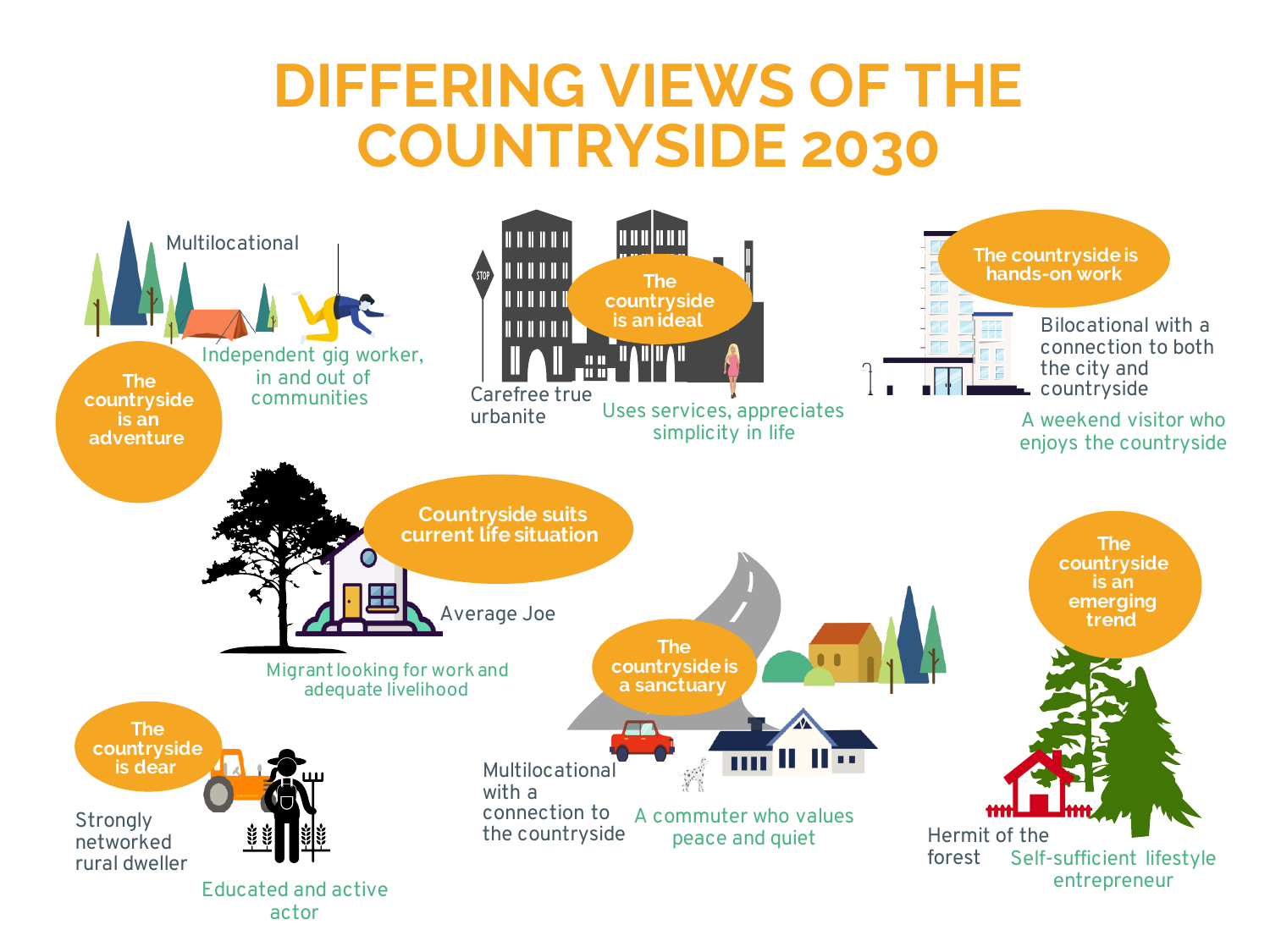# DIFFERING VIEWS OF THE COUNTRYSIDE 2030

**The countryside is an adventure**

Multilocational

Independent gig worker, in and out of communities

**The countryside is an ideal**

Carefree true urbanite

Uses services, appreciates simplicity in life

**The countryside is hands-on work**

Bilocational with a connection to both the city and countryside

A weekend visitor who enjoys the countryside

**Countryside suits current life situation**

Average Joe

Migrant looking for work and adequate livelihood

**The countryside is a sanctuary**

Multilocational with a connection to the countryside

A commuter who values peace and quiet

**The countryside is an emerging trend**

Hermit of the forest

Self-sufficient lifestyle entrepreneur

**The countryside is dear**

Strongly networked rural dweller

Educated and active actor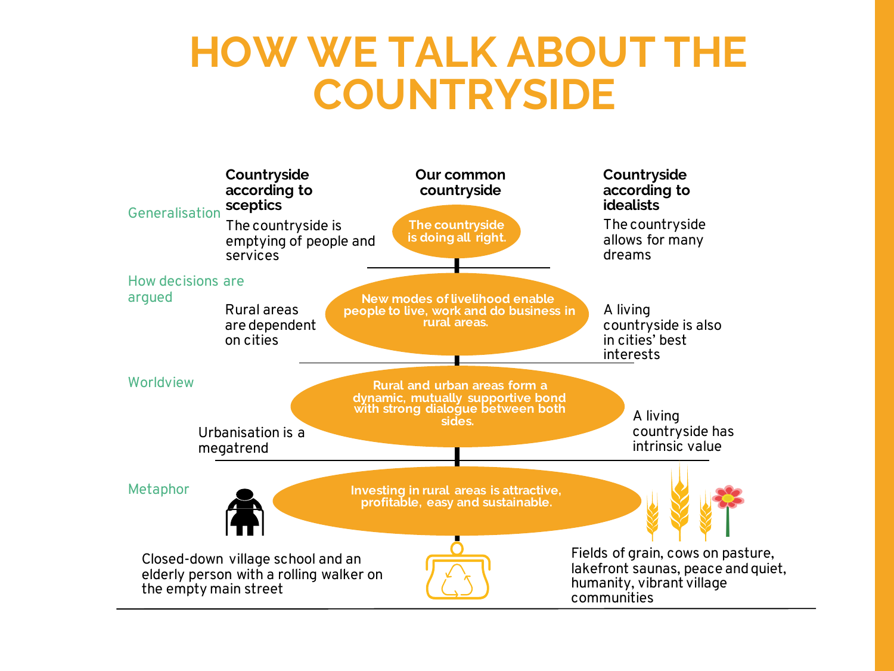# HOW WE TALK ABOUT THE COUNTRYSIDE

| | Countryside according to sceptics | Our common countryside | Countryside according to idealists |
|---|---|---|---|
| Generalisation | The countryside is emptying of people and services | The countryside is doing all right. | The countryside allows for many dreams |
| How decisions are argued | Rural areas are dependent on cities | New modes of livelihood enable people to live, work and do business in rural areas. | A living countryside is also in cities' best interests |
| Worldview | Urbanisation is a megatrend | Rural and urban areas form a dynamic, mutually supportive bond with strong dialogue between both sides. | A living countryside has intrinsic value |
| Metaphor | Closed-down village school and an elderly person with a rolling walker on the empty main street | Investing in rural areas is attractive, profitable, easy and sustainable. | Fields of grain, cows on pasture, lakefront saunas, peace and quiet, humanity, vibrant village communities |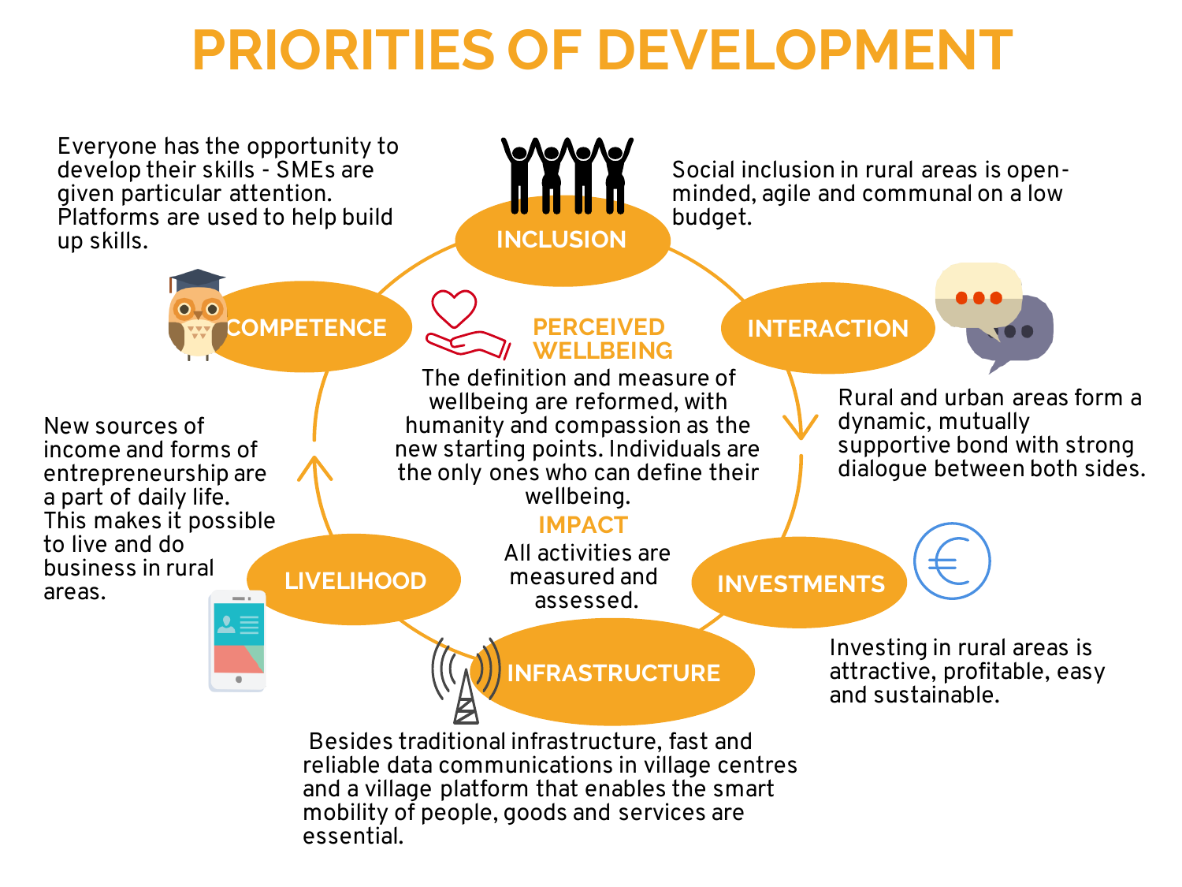# PRIORITIES OF DEVELOPMENT

## INCLUSION

Social inclusion in rural areas is open-minded, agile and communal on a low budget.

## INTERACTION

Rural and urban areas form a dynamic, mutually supportive bond with strong dialogue between both sides.

## INVESTMENTS

Investing in rural areas is attractive, profitable, easy and sustainable.

## INFRASTRUCTURE

Besides traditional infrastructure, fast and reliable data communications in village centres and a village platform that enables the smart mobility of people, goods and services are essential.

## LIVELIHOOD

New sources of income and forms of entrepreneurship are a part of daily life. This makes it possible to live and do business in rural areas.

## COMPETENCE

Everyone has the opportunity to develop their skills - SMEs are given particular attention. Platforms are used to help build up skills.

## PERCEIVED WELLBEING

The definition and measure of wellbeing are reformed, with humanity and compassion as the new starting points. Individuals are the only ones who can define their wellbeing.

## IMPACT

All activities are measured and assessed.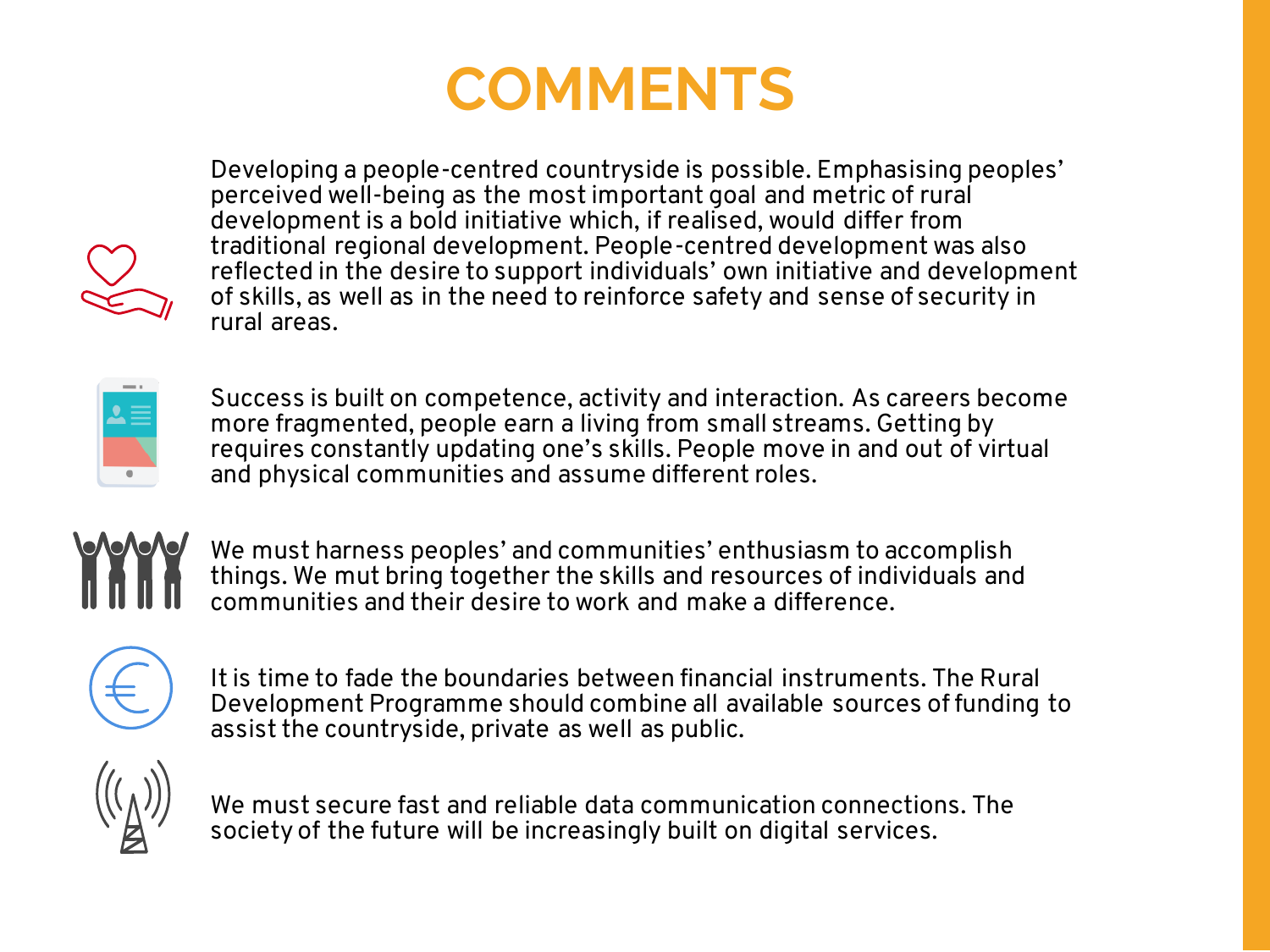# COMMENTS

Developing a people-centred countryside is possible. Emphasising peoples' perceived well-being as the most important goal and metric of rural development is a bold initiative which, if realised, would differ from traditional regional development. People-centred development was also reflected in the desire to support individuals' own initiative and development of skills, as well as in the need to reinforce safety and sense of security in rural areas.

Success is built on competence, activity and interaction. As careers become more fragmented, people earn a living from small streams. Getting by requires constantly updating one's skills. People move in and out of virtual and physical communities and assume different roles.

We must harness peoples' and communities' enthusiasm to accomplish things. We mut bring together the skills and resources of individuals and communities and their desire to work and make a difference.

It is time to fade the boundaries between financial instruments. The Rural Development Programme should combine all available sources of funding to assist the countryside, private as well as public.

We must secure fast and reliable data communication connections. The society of the future will be increasingly built on digital services.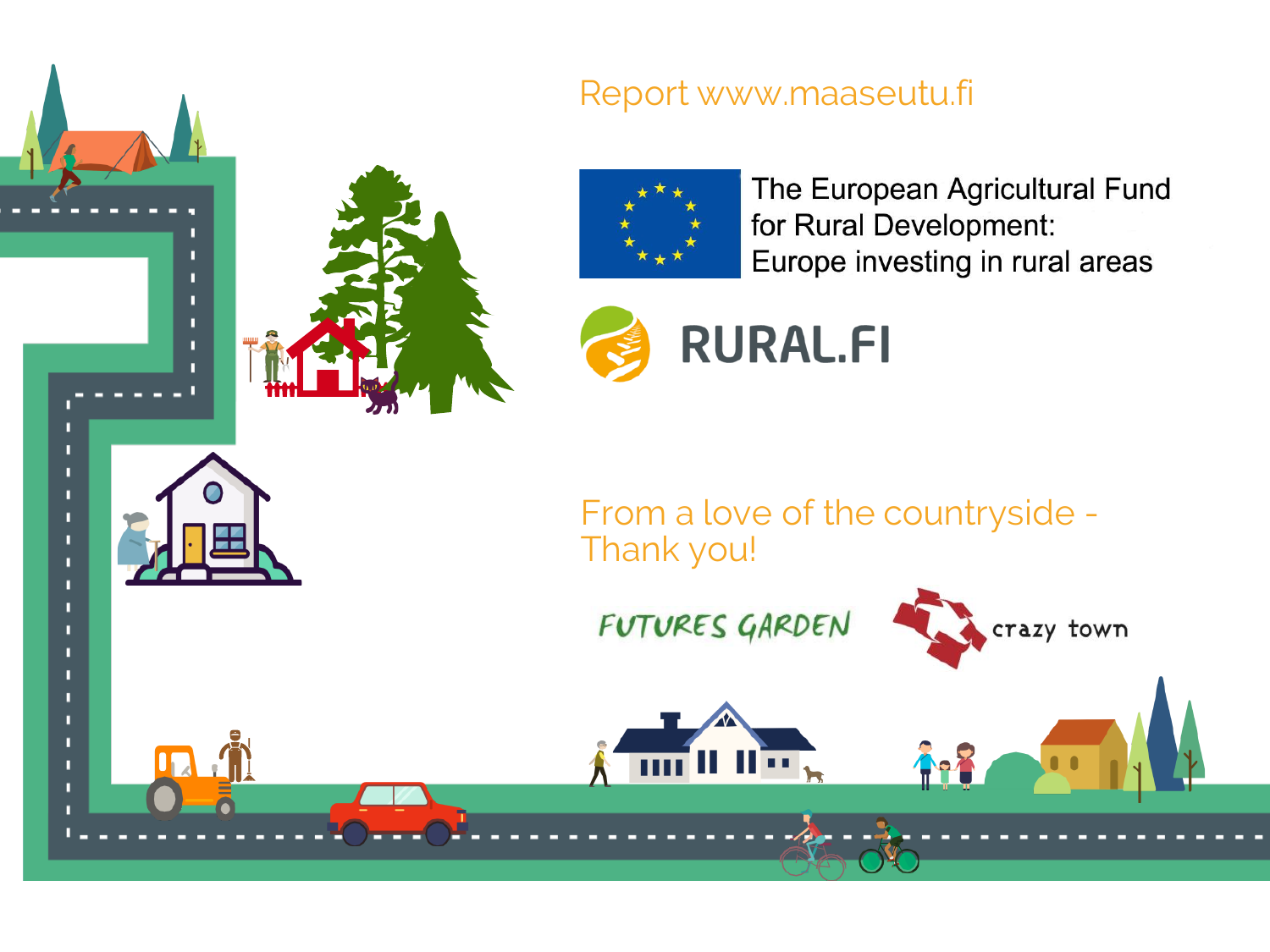Report www.maaseutu.fi

The European Agricultural Fund for Rural Development: Europe investing in rural areas

RURAL.FI

From a love of the countryside - Thank you!

FUTURES GARDEN

crazy town